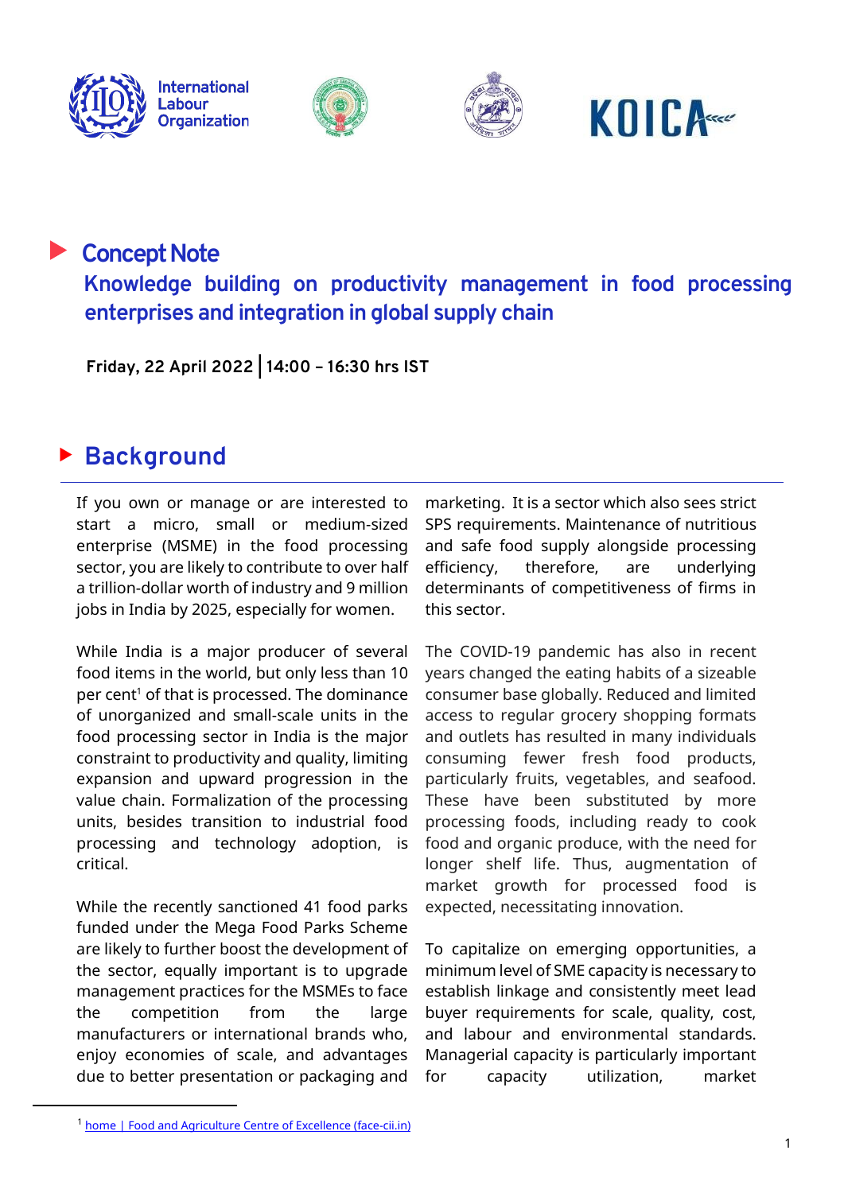# Concept Note

## Knowledge building on productivity management in food processing enterprises and integration in global supply chain

**Friday, 22 April 2022 | 14:00 – 16:30 hrs IST**

## Background

If you own or manage or are interested to start a micro, small or medium-sized enterprise (MSME) in the food processing sector, you are likely to contribute to over half a trillion-dollar worth of industry and 9 million jobs in India by 2025, especially for women.

While India is a major producer of several food items in the world, but only less than 10 per cent[1] of that is processed. The dominance of unorganized and small-scale units in the food processing sector in India is the major constraint to productivity and quality, limiting expansion and upward progression in the value chain. Formalization of the processing units, besides transition to industrial food processing and technology adoption, is critical.

While the recently sanctioned 41 food parks funded under the Mega Food Parks Scheme are likely to further boost the development of the sector, equally important is to upgrade management practices for the MSMEs to face the competition from the large manufacturers or international brands who, enjoy economies of scale, and advantages due to better presentation or packaging and marketing. It is a sector which also sees strict SPS requirements. Maintenance of nutritious and safe food supply alongside processing efficiency, therefore, are underlying determinants of competitiveness of firms in this sector.

The COVID-19 pandemic has also in recent years changed the eating habits of a sizeable consumer base globally. Reduced and limited access to regular grocery shopping formats and outlets has resulted in many individuals consuming fewer fresh food products, particularly fruits, vegetables, and seafood. These have been substituted by more processing foods, including ready to cook food and organic produce, with the need for longer shelf life. Thus, augmentation of market growth for processed food is expected, necessitating innovation.

To capitalize on emerging opportunities, a minimum level of SME capacity is necessary to establish linkage and consistently meet lead buyer requirements for scale, quality, cost, and labour and environmental standards. Managerial capacity is particularly important for capacity utilization, market

[1] [home | Food and Agriculture Centre of Excellence (face-cii.in)](https://face-cii.in)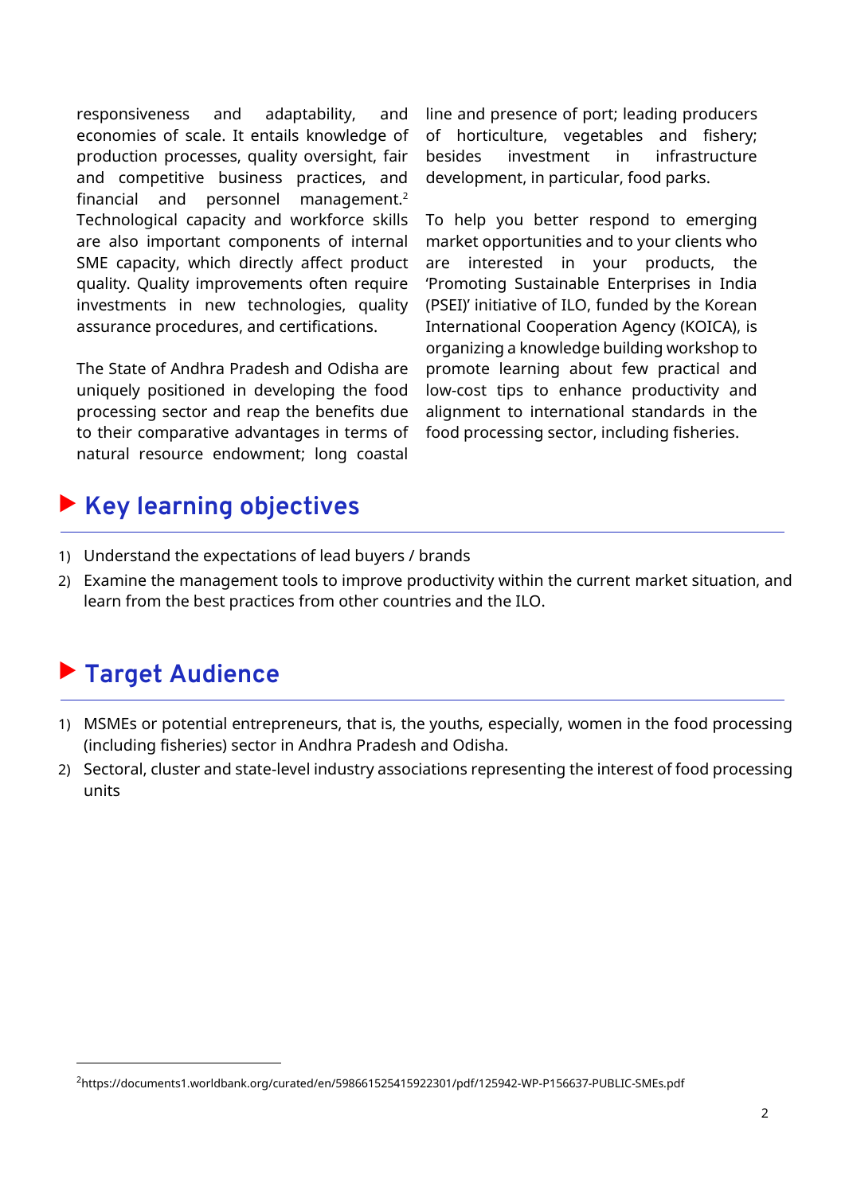responsiveness and adaptability, and economies of scale. It entails knowledge of production processes, quality oversight, fair and competitive business practices, and financial and personnel management.[2] Technological capacity and workforce skills are also important components of internal SME capacity, which directly affect product quality. Quality improvements often require investments in new technologies, quality assurance procedures, and certifications.

The State of Andhra Pradesh and Odisha are uniquely positioned in developing the food processing sector and reap the benefits due to their comparative advantages in terms of natural resource endowment; long coastal line and presence of port; leading producers of horticulture, vegetables and fishery; besides investment in infrastructure development, in particular, food parks.

To help you better respond to emerging market opportunities and to your clients who are interested in your products, the 'Promoting Sustainable Enterprises in India (PSEI)' initiative of ILO, funded by the Korean International Cooperation Agency (KOICA), is organizing a knowledge building workshop to promote learning about few practical and low-cost tips to enhance productivity and alignment to international standards in the food processing sector, including fisheries.

## Key learning objectives

1) Understand the expectations of lead buyers / brands
2) Examine the management tools to improve productivity within the current market situation, and learn from the best practices from other countries and the ILO.

## Target Audience

1) MSMEs or potential entrepreneurs, that is, the youths, especially, women in the food processing (including fisheries) sector in Andhra Pradesh and Odisha.
2) Sectoral, cluster and state-level industry associations representing the interest of food processing units

---

[2] https://documents1.worldbank.org/curated/en/598661525415922301/pdf/125942-WP-P156637-PUBLIC-SMEs.pdf